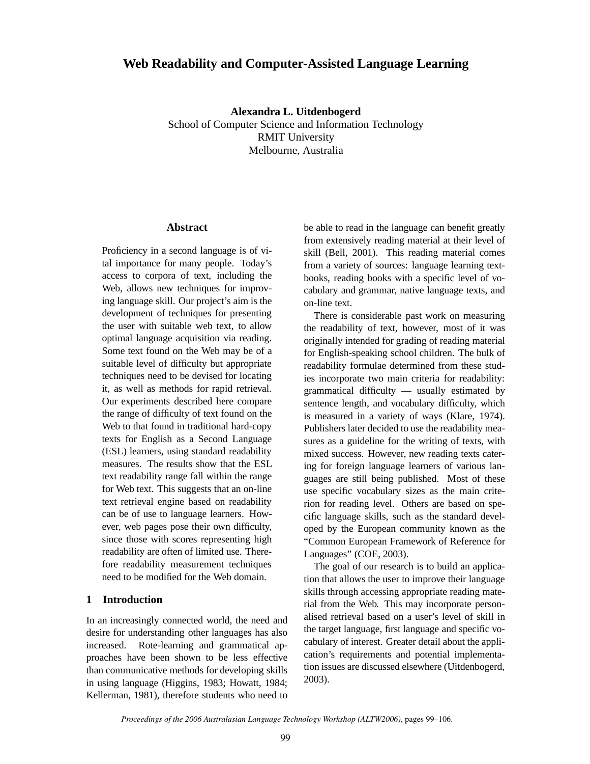# Web Readability and Computer-Assisted Language Learning

**Alexandra L. Uitdenbogerd**
School of Computer Science and Information Technology
RMIT University
Melbourne, Australia

## Abstract

Proficiency in a second language is of vital importance for many people. Today's access to corpora of text, including the Web, allows new techniques for improving language skill. Our project's aim is the development of techniques for presenting the user with suitable web text, to allow optimal language acquisition via reading. Some text found on the Web may be of a suitable level of difficulty but appropriate techniques need to be devised for locating it, as well as methods for rapid retrieval. Our experiments described here compare the range of difficulty of text found on the Web to that found in traditional hard-copy texts for English as a Second Language (ESL) learners, using standard readability measures. The results show that the ESL text readability range fall within the range for Web text. This suggests that an on-line text retrieval engine based on readability can be of use to language learners. However, web pages pose their own difficulty, since those with scores representing high readability are often of limited use. Therefore readability measurement techniques need to be modified for the Web domain.

## 1 Introduction

In an increasingly connected world, the need and desire for understanding other languages has also increased. Rote-learning and grammatical approaches have been shown to be less effective than communicative methods for developing skills in using language (Higgins, 1983; Howatt, 1984; Kellerman, 1981), therefore students who need to be able to read in the language can benefit greatly from extensively reading material at their level of skill (Bell, 2001). This reading material comes from a variety of sources: language learning textbooks, reading books with a specific level of vocabulary and grammar, native language texts, and on-line text.

There is considerable past work on measuring the readability of text, however, most of it was originally intended for grading of reading material for English-speaking school children. The bulk of readability formulae determined from these studies incorporate two main criteria for readability: grammatical difficulty — usually estimated by sentence length, and vocabulary difficulty, which is measured in a variety of ways (Klare, 1974). Publishers later decided to use the readability measures as a guideline for the writing of texts, with mixed success. However, new reading texts catering for foreign language learners of various languages are still being published. Most of these use specific vocabulary sizes as the main criterion for reading level. Others are based on specific language skills, such as the standard developed by the European community known as the "Common European Framework of Reference for Languages" (COE, 2003).

The goal of our research is to build an application that allows the user to improve their language skills through accessing appropriate reading material from the Web. This may incorporate personalised retrieval based on a user's level of skill in the target language, first language and specific vocabulary of interest. Greater detail about the application's requirements and potential implementation issues are discussed elsewhere (Uitdenbogerd, 2003).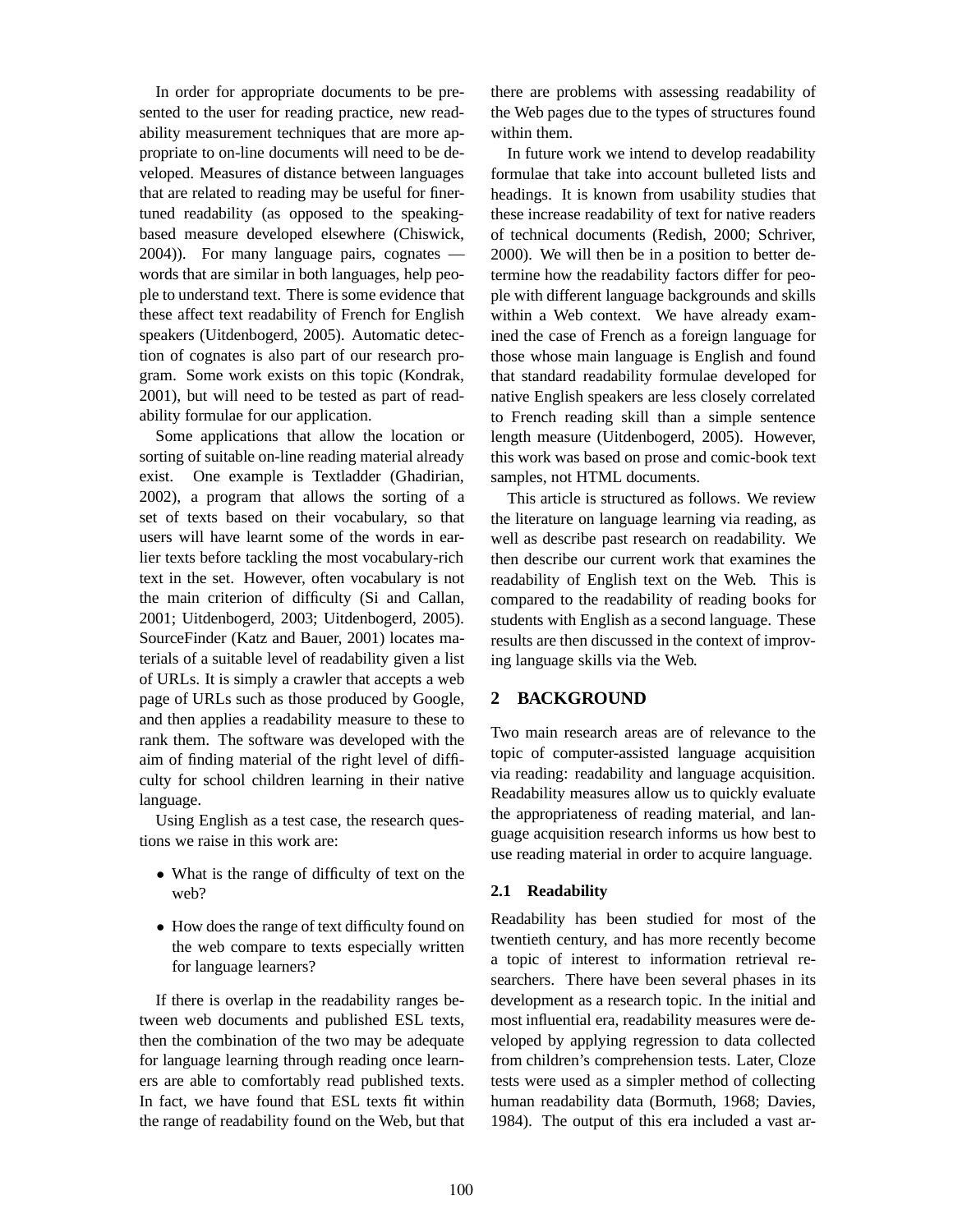In order for appropriate documents to be presented to the user for reading practice, new readability measurement techniques that are more appropriate to on-line documents will need to be developed. Measures of distance between languages that are related to reading may be useful for finer-tuned readability (as opposed to the speaking-based measure developed elsewhere (Chiswick, 2004)). For many language pairs, cognates — words that are similar in both languages, help people to understand text. There is some evidence that these affect text readability of French for English speakers (Uitdenbogerd, 2005). Automatic detection of cognates is also part of our research program. Some work exists on this topic (Kondrak, 2001), but will need to be tested as part of readability formulae for our application.

Some applications that allow the location or sorting of suitable on-line reading material already exist. One example is Textladder (Ghadirian, 2002), a program that allows the sorting of a set of texts based on their vocabulary, so that users will have learnt some of the words in earlier texts before tackling the most vocabulary-rich text in the set. However, often vocabulary is not the main criterion of difficulty (Si and Callan, 2001; Uitdenbogerd, 2003; Uitdenbogerd, 2005). SourceFinder (Katz and Bauer, 2001) locates materials of a suitable level of readability given a list of URLs. It is simply a crawler that accepts a web page of URLs such as those produced by Google, and then applies a readability measure to these to rank them. The software was developed with the aim of finding material of the right level of difficulty for school children learning in their native language.

Using English as a test case, the research questions we raise in this work are:

- What is the range of difficulty of text on the web?
- How does the range of text difficulty found on the web compare to texts especially written for language learners?

If there is overlap in the readability ranges between web documents and published ESL texts, then the combination of the two may be adequate for language learning through reading once learners are able to comfortably read published texts. In fact, we have found that ESL texts fit within the range of readability found on the Web, but that there are problems with assessing readability of the Web pages due to the types of structures found within them.

In future work we intend to develop readability formulae that take into account bulleted lists and headings. It is known from usability studies that these increase readability of text for native readers of technical documents (Redish, 2000; Schriver, 2000). We will then be in a position to better determine how the readability factors differ for people with different language backgrounds and skills within a Web context. We have already examined the case of French as a foreign language for those whose main language is English and found that standard readability formulae developed for native English speakers are less closely correlated to French reading skill than a simple sentence length measure (Uitdenbogerd, 2005). However, this work was based on prose and comic-book text samples, not HTML documents.

This article is structured as follows. We review the literature on language learning via reading, as well as describe past research on readability. We then describe our current work that examines the readability of English text on the Web. This is compared to the readability of reading books for students with English as a second language. These results are then discussed in the context of improving language skills via the Web.

## 2 BACKGROUND

Two main research areas are of relevance to the topic of computer-assisted language acquisition via reading: readability and language acquisition. Readability measures allow us to quickly evaluate the appropriateness of reading material, and language acquisition research informs us how best to use reading material in order to acquire language.

### 2.1 Readability

Readability has been studied for most of the twentieth century, and has more recently become a topic of interest to information retrieval researchers. There have been several phases in its development as a research topic. In the initial and most influential era, readability measures were developed by applying regression to data collected from children's comprehension tests. Later, Cloze tests were used as a simpler method of collecting human readability data (Bormuth, 1968; Davies, 1984). The output of this era included a vast ar-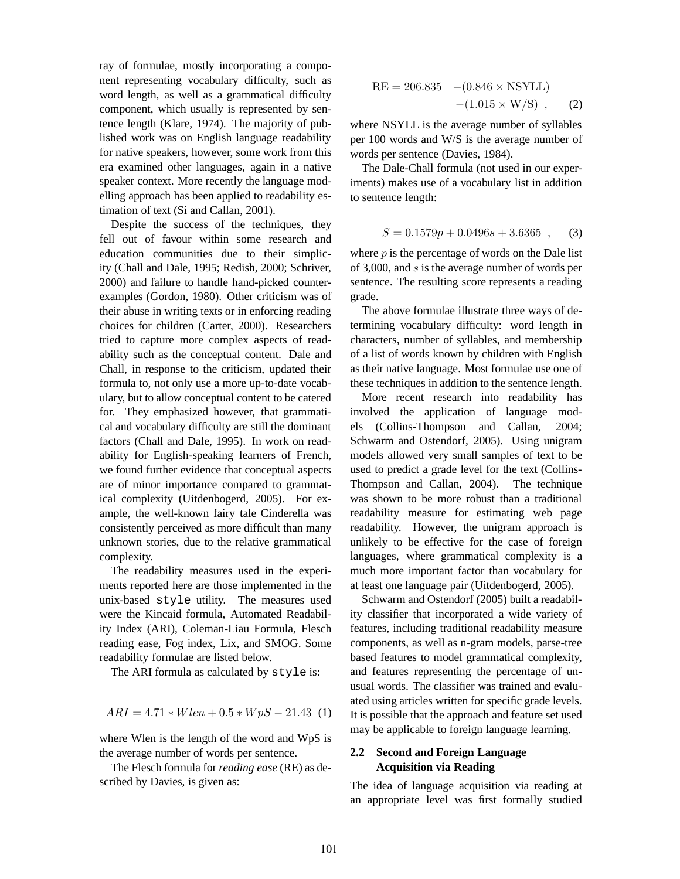ray of formulae, mostly incorporating a component representing vocabulary difficulty, such as word length, as well as a grammatical difficulty component, which usually is represented by sentence length (Klare, 1974). The majority of published work was on English language readability for native speakers, however, some work from this era examined other languages, again in a native speaker context. More recently the language modelling approach has been applied to readability estimation of text (Si and Callan, 2001).

Despite the success of the techniques, they fell out of favour within some research and education communities due to their simplicity (Chall and Dale, 1995; Redish, 2000; Schriver, 2000) and failure to handle hand-picked counter-examples (Gordon, 1980). Other criticism was of their abuse in writing texts or in enforcing reading choices for children (Carter, 2000). Researchers tried to capture more complex aspects of readability such as the conceptual content. Dale and Chall, in response to the criticism, updated their formula to, not only use a more up-to-date vocabulary, but to allow conceptual content to be catered for. They emphasized however, that grammatical and vocabulary difficulty are still the dominant factors (Chall and Dale, 1995). In work on readability for English-speaking learners of French, we found further evidence that conceptual aspects are of minor importance compared to grammatical complexity (Uitdenbogerd, 2005). For example, the well-known fairy tale Cinderella was consistently perceived as more difficult than many unknown stories, due to the relative grammatical complexity.

The readability measures used in the experiments reported here are those implemented in the unix-based `style` utility. The measures used were the Kincaid formula, Automated Readability Index (ARI), Coleman-Liau Formula, Flesch reading ease, Fog index, Lix, and SMOG. Some readability formulae are listed below.

The ARI formula as calculated by `style` is:

$$ARI = 4.71 * Wlen + 0.5 * WpS - 21.43 \quad (1)$$

where Wlen is the length of the word and WpS is the average number of words per sentence.

The Flesch formula for *reading ease* (RE) as described by Davies, is given as:

$$\begin{aligned} \mathrm{RE} = 206.835 \quad & -(0.846 \times \mathrm{NSYLL}) \\ & -(1.015 \times \mathrm{W/S}) \ , \end{aligned} \quad (2)$$

where NSYLL is the average number of syllables per 100 words and W/S is the average number of words per sentence (Davies, 1984).

The Dale-Chall formula (not used in our experiments) makes use of a vocabulary list in addition to sentence length:

$$S = 0.1579p + 0.0496s + 3.6365 \ , \quad (3)$$

where $p$ is the percentage of words on the Dale list of 3,000, and $s$ is the average number of words per sentence. The resulting score represents a reading grade.

The above formulae illustrate three ways of determining vocabulary difficulty: word length in characters, number of syllables, and membership of a list of words known by children with English as their native language. Most formulae use one of these techniques in addition to the sentence length.

More recent research into readability has involved the application of language models (Collins-Thompson and Callan, 2004; Schwarm and Ostendorf, 2005). Using unigram models allowed very small samples of text to be used to predict a grade level for the text (Collins-Thompson and Callan, 2004). The technique was shown to be more robust than a traditional readability measure for estimating web page readability. However, the unigram approach is unlikely to be effective for the case of foreign languages, where grammatical complexity is a much more important factor than vocabulary for at least one language pair (Uitdenbogerd, 2005).

Schwarm and Ostendorf (2005) built a readability classifier that incorporated a wide variety of features, including traditional readability measure components, as well as n-gram models, parse-tree based features to model grammatical complexity, and features representing the percentage of unusual words. The classifier was trained and evaluated using articles written for specific grade levels. It is possible that the approach and feature set used may be applicable to foreign language learning.

### 2.2 Second and Foreign Language Acquisition via Reading

The idea of language acquisition via reading at an appropriate level was first formally studied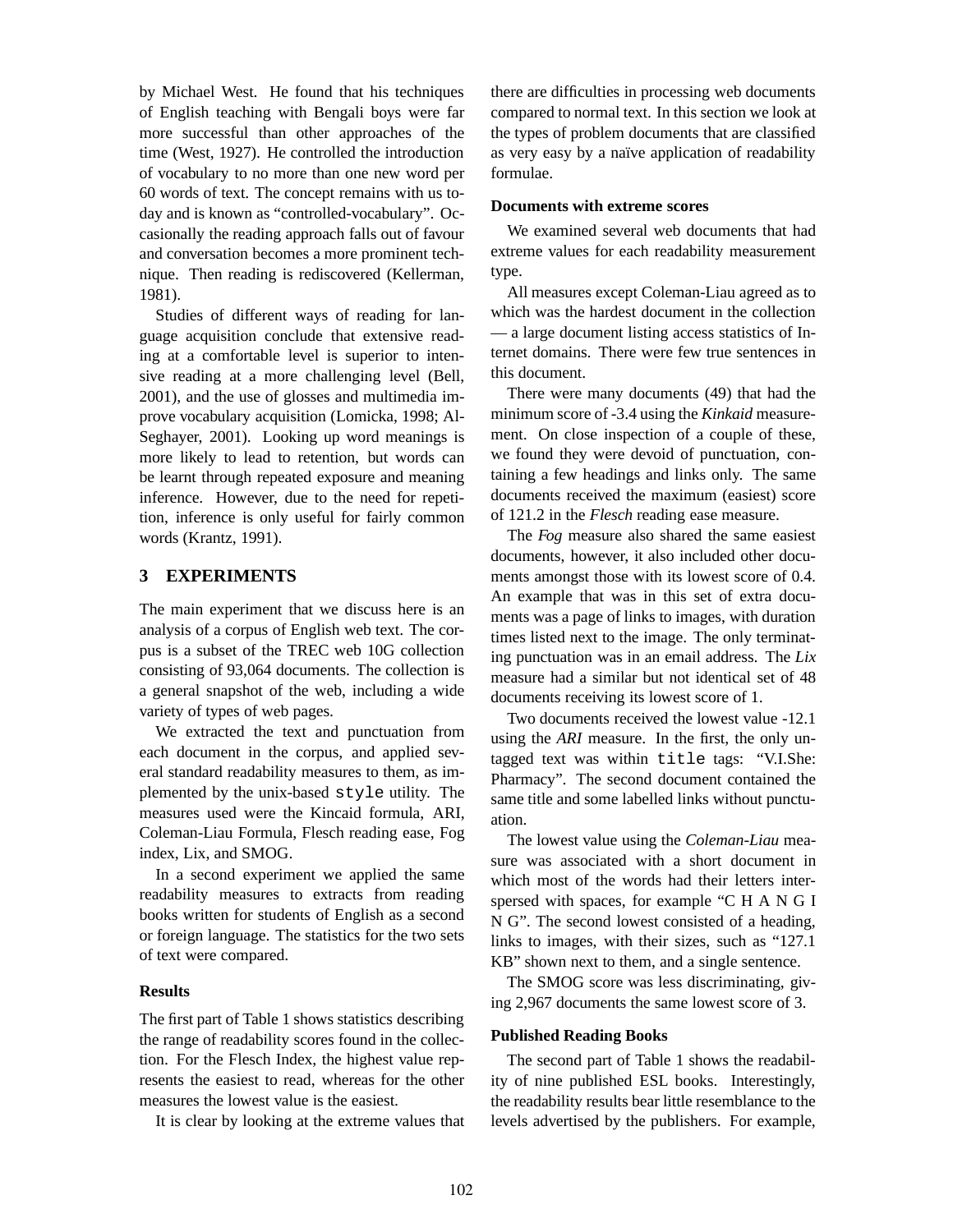by Michael West. He found that his techniques of English teaching with Bengali boys were far more successful than other approaches of the time (West, 1927). He controlled the introduction of vocabulary to no more than one new word per 60 words of text. The concept remains with us today and is known as "controlled-vocabulary". Occasionally the reading approach falls out of favour and conversation becomes a more prominent technique. Then reading is rediscovered (Kellerman, 1981).

Studies of different ways of reading for language acquisition conclude that extensive reading at a comfortable level is superior to intensive reading at a more challenging level (Bell, 2001), and the use of glosses and multimedia improve vocabulary acquisition (Lomicka, 1998; Al-Seghayer, 2001). Looking up word meanings is more likely to lead to retention, but words can be learnt through repeated exposure and meaning inference. However, due to the need for repetition, inference is only useful for fairly common words (Krantz, 1991).

## 3 EXPERIMENTS

The main experiment that we discuss here is an analysis of a corpus of English web text. The corpus is a subset of the TREC web 10G collection consisting of 93,064 documents. The collection is a general snapshot of the web, including a wide variety of types of web pages.

We extracted the text and punctuation from each document in the corpus, and applied several standard readability measures to them, as implemented by the unix-based `style` utility. The measures used were the Kincaid formula, ARI, Coleman-Liau Formula, Flesch reading ease, Fog index, Lix, and SMOG.

In a second experiment we applied the same readability measures to extracts from reading books written for students of English as a second or foreign language. The statistics for the two sets of text were compared.

### Results

The first part of Table 1 shows statistics describing the range of readability scores found in the collection. For the Flesch Index, the highest value represents the easiest to read, whereas for the other measures the lowest value is the easiest.

It is clear by looking at the extreme values that there are difficulties in processing web documents compared to normal text. In this section we look at the types of problem documents that are classified as very easy by a naïve application of readability formulae.

### Documents with extreme scores

We examined several web documents that had extreme values for each readability measurement type.

All measures except Coleman-Liau agreed as to which was the hardest document in the collection — a large document listing access statistics of Internet domains. There were few true sentences in this document.

There were many documents (49) that had the minimum score of -3.4 using the *Kinkaid* measurement. On close inspection of a couple of these, we found they were devoid of punctuation, containing a few headings and links only. The same documents received the maximum (easiest) score of 121.2 in the *Flesch* reading ease measure.

The *Fog* measure also shared the same easiest documents, however, it also included other documents amongst those with its lowest score of 0.4. An example that was in this set of extra documents was a page of links to images, with duration times listed next to the image. The only terminating punctuation was in an email address. The *Lix* measure had a similar but not identical set of 48 documents receiving its lowest score of 1.

Two documents received the lowest value -12.1 using the *ARI* measure. In the first, the only untagged text was within `title` tags: "V.I.She: Pharmacy". The second document contained the same title and some labelled links without punctuation.

The lowest value using the *Coleman-Liau* measure was associated with a short document in which most of the words had their letters interspersed with spaces, for example "C H A N G I N G". The second lowest consisted of a heading, links to images, with their sizes, such as "127.1 KB" shown next to them, and a single sentence.

The SMOG score was less discriminating, giving 2,967 documents the same lowest score of 3.

### Published Reading Books

The second part of Table 1 shows the readability of nine published ESL books. Interestingly, the readability results bear little resemblance to the levels advertised by the publishers. For example,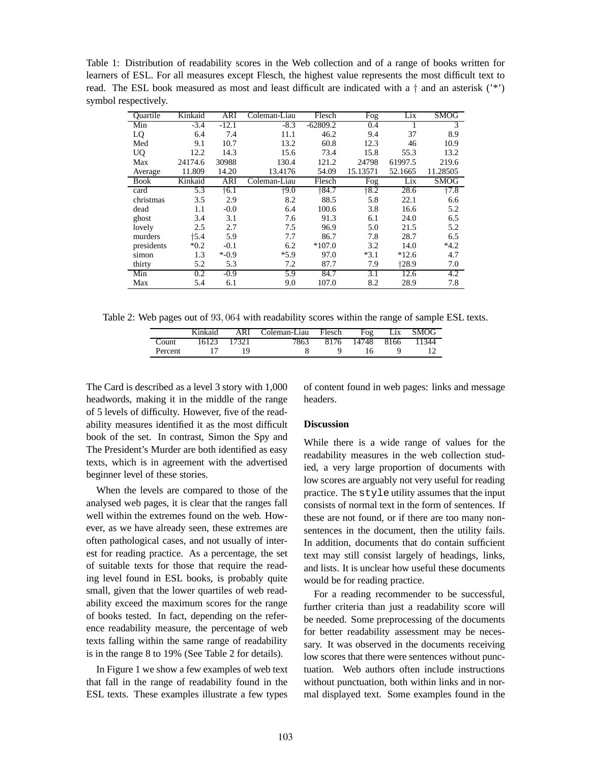Table 1: Distribution of readability scores in the Web collection and of a range of books written for learners of ESL. For all measures except Flesch, the highest value represents the most difficult text to read. The ESL book measured as most and least difficult are indicated with a † and an asterisk ('*') symbol respectively.

| Quartile | Kinkaid | ARI | Coleman-Liau | Flesch | Fog | Lix | SMOG |
|---|---|---|---|---|---|---|---|
| Min | -3.4 | -12.1 | -8.3 | -62809.2 | 0.4 | 1 | 3 |
| LQ | 6.4 | 7.4 | 11.1 | 46.2 | 9.4 | 37 | 8.9 |
| Med | 9.1 | 10.7 | 13.2 | 60.8 | 12.3 | 46 | 10.9 |
| UQ | 12.2 | 14.3 | 15.6 | 73.4 | 15.8 | 55.3 | 13.2 |
| Max | 24174.6 | 30988 | 130.4 | 121.2 | 24798 | 61997.5 | 219.6 |
| Average | 11.809 | 14.20 | 13.4176 | 54.09 | 15.13571 | 52.1665 | 11.28505 |
| **Book** | **Kinkaid** | **ARI** | **Coleman-Liau** | **Flesch** | **Fog** | **Lix** | **SMOG** |
| card | 5.3 | †6.1 | †9.0 | †84.7 | †8.2 | 28.6 | †7.8 |
| christmas | 3.5 | 2.9 | 8.2 | 88.5 | 5.8 | 22.1 | 6.6 |
| dead | 1.1 | -0.0 | 6.4 | 100.6 | 3.8 | 16.6 | 5.2 |
| ghost | 3.4 | 3.1 | 7.6 | 91.3 | 6.1 | 24.0 | 6.5 |
| lovely | 2.5 | 2.7 | 7.5 | 96.9 | 5.0 | 21.5 | 5.2 |
| murders | †5.4 | 5.9 | 7.7 | 86.7 | 7.8 | 28.7 | 6.5 |
| presidents | *0.2 | -0.1 | 6.2 | *107.0 | 3.2 | 14.0 | *4.2 |
| simon | 1.3 | *-0.9 | *5.9 | 97.0 | *3.1 | *12.6 | 4.7 |
| thirty | 5.2 | 5.3 | 7.2 | 87.7 | 7.9 | †28.9 | 7.0 |
| Min | 0.2 | -0.9 | 5.9 | 84.7 | 3.1 | 12.6 | 4.2 |
| Max | 5.4 | 6.1 | 9.0 | 107.0 | 8.2 | 28.9 | 7.8 |

Table 2: Web pages out of $93,064$ with readability scores within the range of sample ESL texts.

| | Kinkaid | ARI | Coleman-Liau | Flesch | Fog | Lix | SMOG |
|---|---|---|---|---|---|---|---|
| Count | 16123 | 17321 | 7863 | 8176 | 14748 | 8166 | 11344 |
| Percent | 17 | 19 | 8 | 9 | 16 | 9 | 12 |

The Card is described as a level 3 story with 1,000 headwords, making it in the middle of the range of 5 levels of difficulty. However, five of the readability measures identified it as the most difficult book of the set. In contrast, Simon the Spy and The President's Murder are both identified as easy texts, which is in agreement with the advertised beginner level of these stories.

When the levels are compared to those of the analysed web pages, it is clear that the ranges fall well within the extremes found on the web. However, as we have already seen, these extremes are often pathological cases, and not usually of interest for reading practice. As a percentage, the set of suitable texts for those that require the reading level found in ESL books, is probably quite small, given that the lower quartiles of web readability exceed the maximum scores for the range of books tested. In fact, depending on the reference readability measure, the percentage of web texts falling within the same range of readability is in the range 8 to 19% (See Table 2 for details).

In Figure 1 we show a few examples of web text that fall in the range of readability found in the ESL texts. These examples illustrate a few types of content found in web pages: links and message headers.

**Discussion**

While there is a wide range of values for the readability measures in the web collection studied, a very large proportion of documents with low scores are arguably not very useful for reading practice. The `style` utility assumes that the input consists of normal text in the form of sentences. If these are not found, or if there are too many non-sentences in the document, then the utility fails. In addition, documents that do contain sufficient text may still consist largely of headings, links, and lists. It is unclear how useful these documents would be for reading practice.

For a reading recommender to be successful, further criteria than just a readability score will be needed. Some preprocessing of the documents for better readability assessment may be necessary. It was observed in the documents receiving low scores that there were sentences without punctuation. Web authors often include instructions without punctuation, both within links and in normal displayed text. Some examples found in the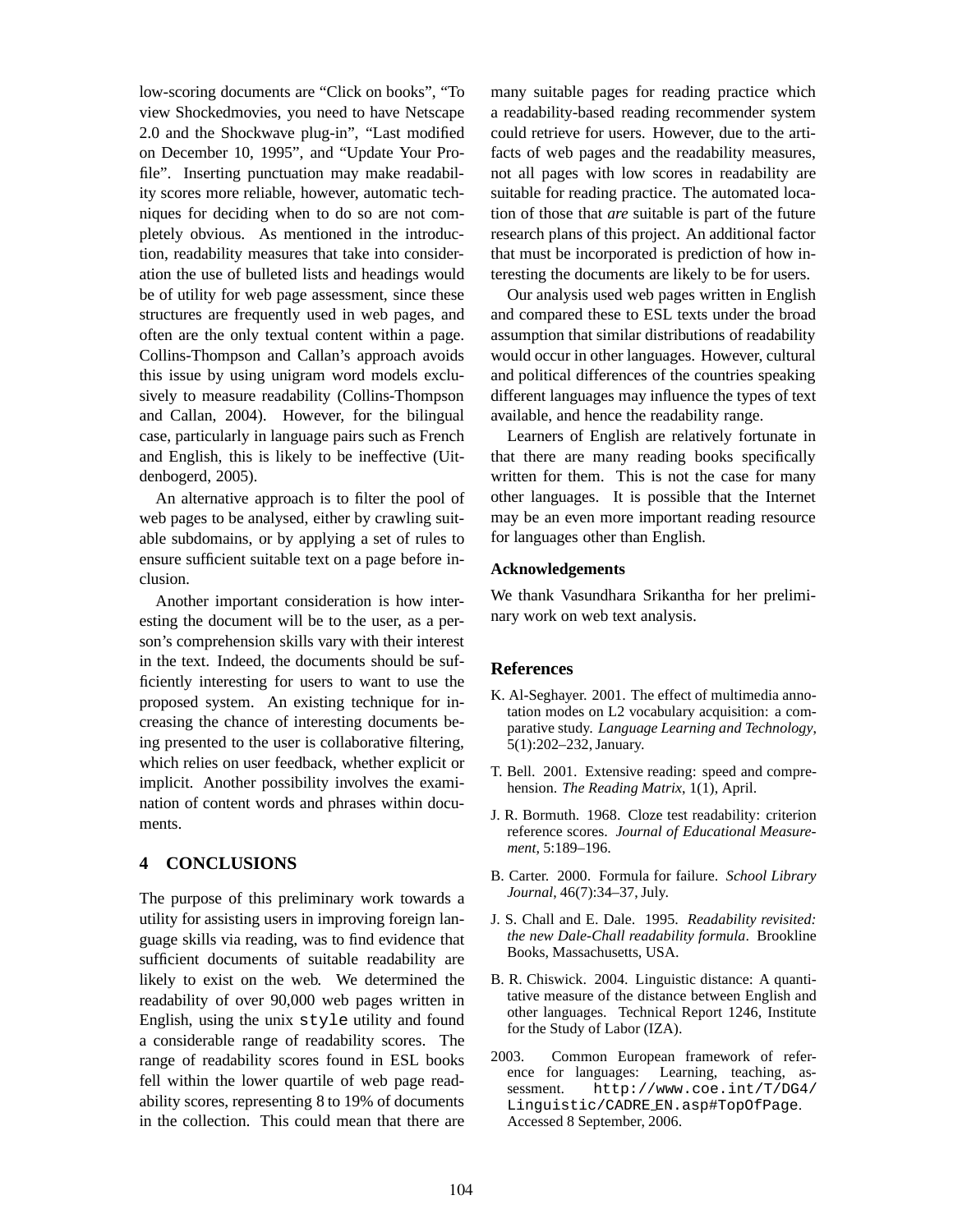low-scoring documents are "Click on books", "To view Shockedmovies, you need to have Netscape 2.0 and the Shockwave plug-in", "Last modified on December 10, 1995", and "Update Your Profile". Inserting punctuation may make readability scores more reliable, however, automatic techniques for deciding when to do so are not completely obvious. As mentioned in the introduction, readability measures that take into consideration the use of bulleted lists and headings would be of utility for web page assessment, since these structures are frequently used in web pages, and often are the only textual content within a page. Collins-Thompson and Callan's approach avoids this issue by using unigram word models exclusively to measure readability (Collins-Thompson and Callan, 2004). However, for the bilingual case, particularly in language pairs such as French and English, this is likely to be ineffective (Uitdenbogerd, 2005).

An alternative approach is to filter the pool of web pages to be analysed, either by crawling suitable subdomains, or by applying a set of rules to ensure sufficient suitable text on a page before inclusion.

Another important consideration is how interesting the document will be to the user, as a person's comprehension skills vary with their interest in the text. Indeed, the documents should be sufficiently interesting for users to want to use the proposed system. An existing technique for increasing the chance of interesting documents being presented to the user is collaborative filtering, which relies on user feedback, whether explicit or implicit. Another possibility involves the examination of content words and phrases within documents.

## 4 CONCLUSIONS

The purpose of this preliminary work towards a utility for assisting users in improving foreign language skills via reading, was to find evidence that sufficient documents of suitable readability are likely to exist on the web. We determined the readability of over 90,000 web pages written in English, using the unix `style` utility and found a considerable range of readability scores. The range of readability scores found in ESL books fell within the lower quartile of web page readability scores, representing 8 to 19% of documents in the collection. This could mean that there are many suitable pages for reading practice which a readability-based reading recommender system could retrieve for users. However, due to the artifacts of web pages and the readability measures, not all pages with low scores in readability are suitable for reading practice. The automated location of those that *are* suitable is part of the future research plans of this project. An additional factor that must be incorporated is prediction of how interesting the documents are likely to be for users.

Our analysis used web pages written in English and compared these to ESL texts under the broad assumption that similar distributions of readability would occur in other languages. However, cultural and political differences of the countries speaking different languages may influence the types of text available, and hence the readability range.

Learners of English are relatively fortunate in that there are many reading books specifically written for them. This is not the case for many other languages. It is possible that the Internet may be an even more important reading resource for languages other than English.

### Acknowledgements

We thank Vasundhara Srikantha for her preliminary work on web text analysis.

## References

K. Al-Seghayer. 2001. The effect of multimedia annotation modes on L2 vocabulary acquisition: a comparative study. *Language Learning and Technology*, 5(1):202–232, January.

T. Bell. 2001. Extensive reading: speed and comprehension. *The Reading Matrix*, 1(1), April.

J. R. Bormuth. 1968. Cloze test readability: criterion reference scores. *Journal of Educational Measurement*, 5:189–196.

B. Carter. 2000. Formula for failure. *School Library Journal*, 46(7):34–37, July.

J. S. Chall and E. Dale. 1995. *Readability revisited: the new Dale-Chall readability formula*. Brookline Books, Massachusetts, USA.

B. R. Chiswick. 2004. Linguistic distance: A quantitative measure of the distance between English and other languages. Technical Report 1246, Institute for the Study of Labor (IZA).

2003. Common European framework of reference for languages: Learning, teaching, assessment. `http://www.coe.int/T/DG4/Linguistic/CADRE_EN.asp#TopOfPage`. Accessed 8 September, 2006.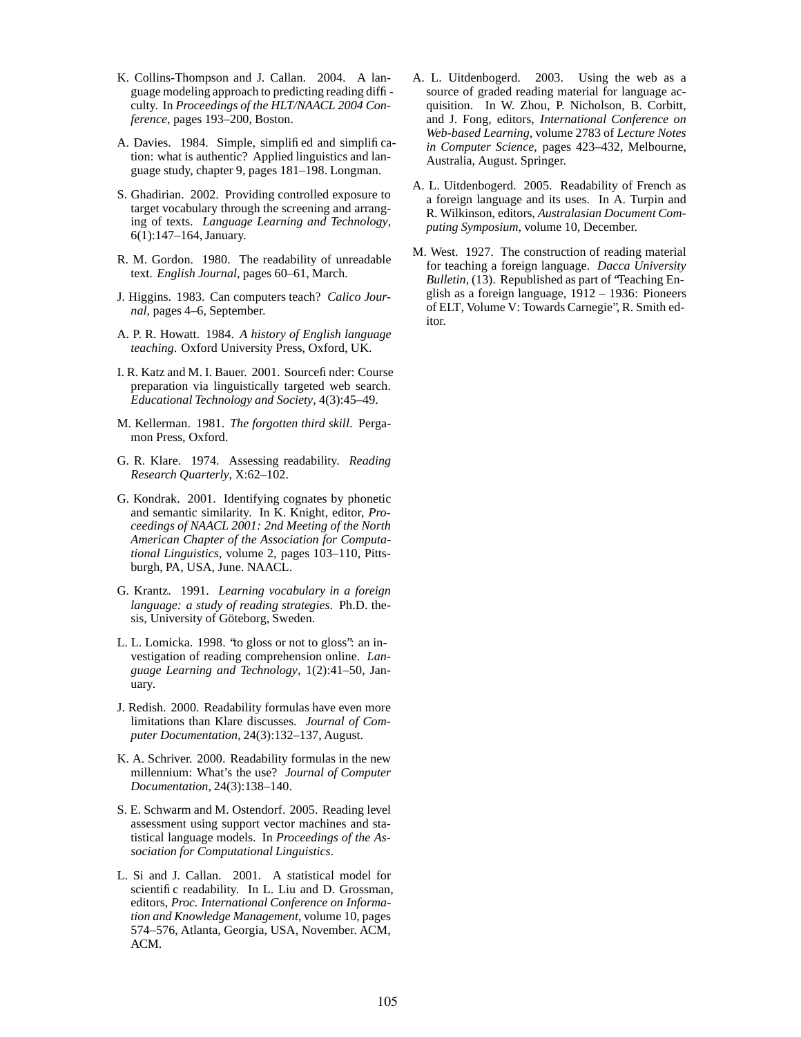K. Collins-Thompson and J. Callan. 2004. A language modeling approach to predicting reading difficulty. In *Proceedings of the HLT/NAACL 2004 Conference*, pages 193–200, Boston.

A. Davies. 1984. Simple, simplified and simplification: what is authentic? Applied linguistics and language study, chapter 9, pages 181–198. Longman.

S. Ghadirian. 2002. Providing controlled exposure to target vocabulary through the screening and arranging of texts. *Language Learning and Technology*, 6(1):147–164, January.

R. M. Gordon. 1980. The readability of unreadable text. *English Journal*, pages 60–61, March.

J. Higgins. 1983. Can computers teach? *Calico Journal*, pages 4–6, September.

A. P. R. Howatt. 1984. *A history of English language teaching*. Oxford University Press, Oxford, UK.

I. R. Katz and M. I. Bauer. 2001. Sourcefinder: Course preparation via linguistically targeted web search. *Educational Technology and Society*, 4(3):45–49.

M. Kellerman. 1981. *The forgotten third skill*. Pergamon Press, Oxford.

G. R. Klare. 1974. Assessing readability. *Reading Research Quarterly*, X:62–102.

G. Kondrak. 2001. Identifying cognates by phonetic and semantic similarity. In K. Knight, editor, *Proceedings of NAACL 2001: 2nd Meeting of the North American Chapter of the Association for Computational Linguistics*, volume 2, pages 103–110, Pittsburgh, PA, USA, June. NAACL.

G. Krantz. 1991. *Learning vocabulary in a foreign language: a study of reading strategies*. Ph.D. thesis, University of Göteborg, Sweden.

L. L. Lomicka. 1998. "to gloss or not to gloss": an investigation of reading comprehension online. *Language Learning and Technology*, 1(2):41–50, January.

J. Redish. 2000. Readability formulas have even more limitations than Klare discusses. *Journal of Computer Documentation*, 24(3):132–137, August.

K. A. Schriver. 2000. Readability formulas in the new millennium: What's the use? *Journal of Computer Documentation*, 24(3):138–140.

S. E. Schwarm and M. Ostendorf. 2005. Reading level assessment using support vector machines and statistical language models. In *Proceedings of the Association for Computational Linguistics*.

L. Si and J. Callan. 2001. A statistical model for scientific readability. In L. Liu and D. Grossman, editors, *Proc. International Conference on Information and Knowledge Management*, volume 10, pages 574–576, Atlanta, Georgia, USA, November. ACM, ACM.

A. L. Uitdenbogerd. 2003. Using the web as a source of graded reading material for language acquisition. In W. Zhou, P. Nicholson, B. Corbitt, and J. Fong, editors, *International Conference on Web-based Learning*, volume 2783 of *Lecture Notes in Computer Science*, pages 423–432, Melbourne, Australia, August. Springer.

A. L. Uitdenbogerd. 2005. Readability of French as a foreign language and its uses. In A. Turpin and R. Wilkinson, editors, *Australasian Document Computing Symposium*, volume 10, December.

M. West. 1927. The construction of reading material for teaching a foreign language. *Dacca University Bulletin*, (13). Republished as part of "Teaching English as a foreign language, 1912 – 1936: Pioneers of ELT, Volume V: Towards Carnegie", R. Smith editor.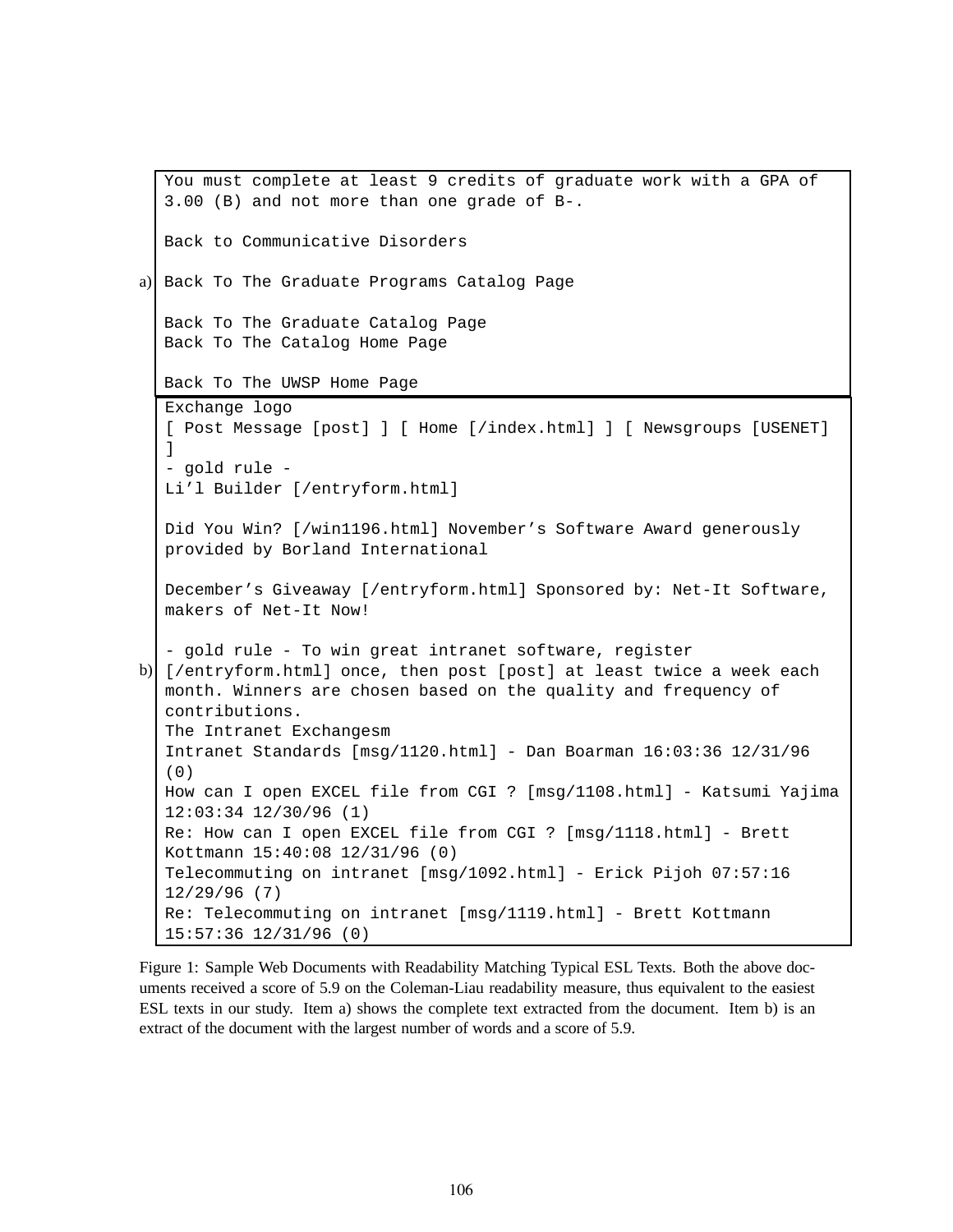a)

```
You must complete at least 9 credits of graduate work with a GPA of
3.00 (B) and not more than one grade of B-.

Back to Communicative Disorders

Back To The Graduate Programs Catalog Page

Back To The Graduate Catalog Page
Back To The Catalog Home Page

Back To The UWSP Home Page
```

b)

```
Exchange logo
[ Post Message [post] ] [ Home [/index.html] ] [ Newsgroups [USENET]
]
- gold rule -
Li'l Builder [/entryform.html]

Did You Win? [/win1196.html] November's Software Award generously
provided by Borland International

December's Giveaway [/entryform.html] Sponsored by: Net-It Software,
makers of Net-It Now!

- gold rule - To win great intranet software, register
[/entryform.html] once, then post [post] at least twice a week each
month. Winners are chosen based on the quality and frequency of
contributions.
The Intranet Exchangesm
Intranet Standards [msg/1120.html] - Dan Boarman 16:03:36 12/31/96
(0)
How can I open EXCEL file from CGI ? [msg/1108.html] - Katsumi Yajima
12:03:34 12/30/96 (1)
Re: How can I open EXCEL file from CGI ? [msg/1118.html] - Brett
Kottmann 15:40:08 12/31/96 (0)
Telecommuting on intranet [msg/1092.html] - Erick Pijoh 07:57:16
12/29/96 (7)
Re: Telecommuting on intranet [msg/1119.html] - Brett Kottmann
15:57:36 12/31/96 (0)
```

Figure 1: Sample Web Documents with Readability Matching Typical ESL Texts. Both the above documents received a score of 5.9 on the Coleman-Liau readability measure, thus equivalent to the easiest ESL texts in our study. Item a) shows the complete text extracted from the document. Item b) is an extract of the document with the largest number of words and a score of 5.9.